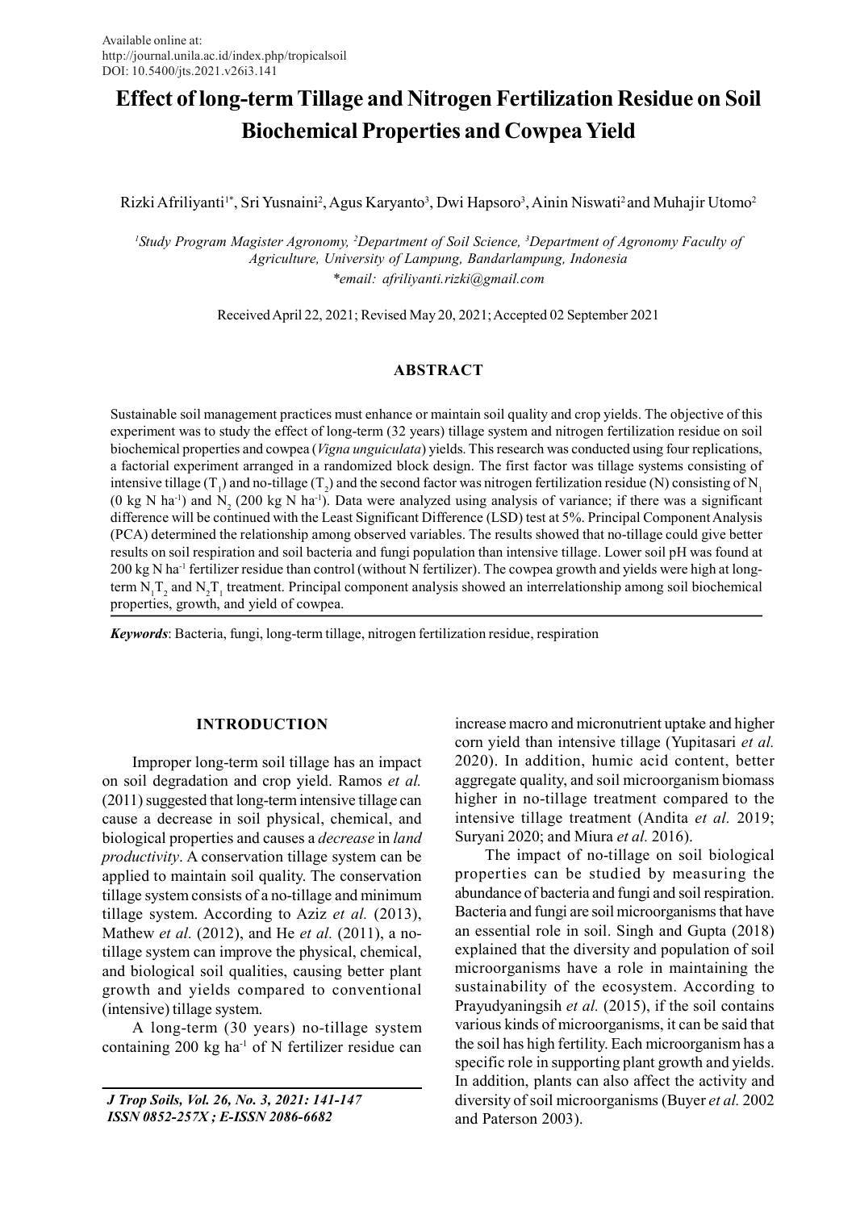Available online at:
http://journal.unila.ac.id/index.php/tropicalsoil
DOI: 10.5400/jts.2021.v26i3.141

# Effect of long-term Tillage and Nitrogen Fertilization Residue on Soil Biochemical Properties and Cowpea Yield

Rizki Afriliyanti[1*], Sri Yusnaini[2], Agus Karyanto[3], Dwi Hapsoro[3], Ainin Niswati[2] and Muhajir Utomo[2]

[1]Study Program Magister Agronomy, [2]Department of Soil Science, [3]Department of Agronomy Faculty of Agriculture, University of Lampung, Bandarlampung, Indonesia
*email: afriliyanti.rizki@gmail.com

Received April 22, 2021; Revised May 20, 2021; Accepted 02 September 2021

## ABSTRACT

Sustainable soil management practices must enhance or maintain soil quality and crop yields. The objective of this experiment was to study the effect of long-term (32 years) tillage system and nitrogen fertilization residue on soil biochemical properties and cowpea (*Vigna unguiculata*) yields. This research was conducted using four replications, a factorial experiment arranged in a randomized block design. The first factor was tillage systems consisting of intensive tillage ($T_1$) and no-tillage ($T_2$) and the second factor was nitrogen fertilization residue (N) consisting of $N_1$ (0 kg N ha$^{-1}$) and $N_2$ (200 kg N ha$^{-1}$). Data were analyzed using analysis of variance; if there was a significant difference will be continued with the Least Significant Difference (LSD) test at 5%. Principal Component Analysis (PCA) determined the relationship among observed variables. The results showed that no-tillage could give better results on soil respiration and soil bacteria and fungi population than intensive tillage. Lower soil pH was found at 200 kg N ha$^{-1}$ fertilizer residue than control (without N fertilizer). The cowpea growth and yields were high at long-term $N_1T_2$ and $N_2T_1$ treatment. Principal component analysis showed an interrelationship among soil biochemical properties, growth, and yield of cowpea.

***Keywords***: Bacteria, fungi, long-term tillage, nitrogen fertilization residue, respiration

## INTRODUCTION

Improper long-term soil tillage has an impact on soil degradation and crop yield. Ramos *et al.* (2011) suggested that long-term intensive tillage can cause a decrease in soil physical, chemical, and biological properties and causes a *decrease* in *land productivity*. A conservation tillage system can be applied to maintain soil quality. The conservation tillage system consists of a no-tillage and minimum tillage system. According to Aziz *et al.* (2013), Mathew *et al.* (2012), and He *et al.* (2011), a no-tillage system can improve the physical, chemical, and biological soil qualities, causing better plant growth and yields compared to conventional (intensive) tillage system.

A long-term (30 years) no-tillage system containing 200 kg ha$^{-1}$ of N fertilizer residue can increase macro and micronutrient uptake and higher corn yield than intensive tillage (Yupitasari *et al.* 2020). In addition, humic acid content, better aggregate quality, and soil microorganism biomass higher in no-tillage treatment compared to the intensive tillage treatment (Andita *et al.* 2019; Suryani 2020; and Miura *et al.* 2016).

The impact of no-tillage on soil biological properties can be studied by measuring the abundance of bacteria and fungi and soil respiration. Bacteria and fungi are soil microorganisms that have an essential role in soil. Singh and Gupta (2018) explained that the diversity and population of soil microorganisms have a role in maintaining the sustainability of the ecosystem. According to Prayudyaningsih *et al.* (2015), if the soil contains various kinds of microorganisms, it can be said that the soil has high fertility. Each microorganism has a specific role in supporting plant growth and yields. In addition, plants can also affect the activity and diversity of soil microorganisms (Buyer *et al.* 2002 and Paterson 2003).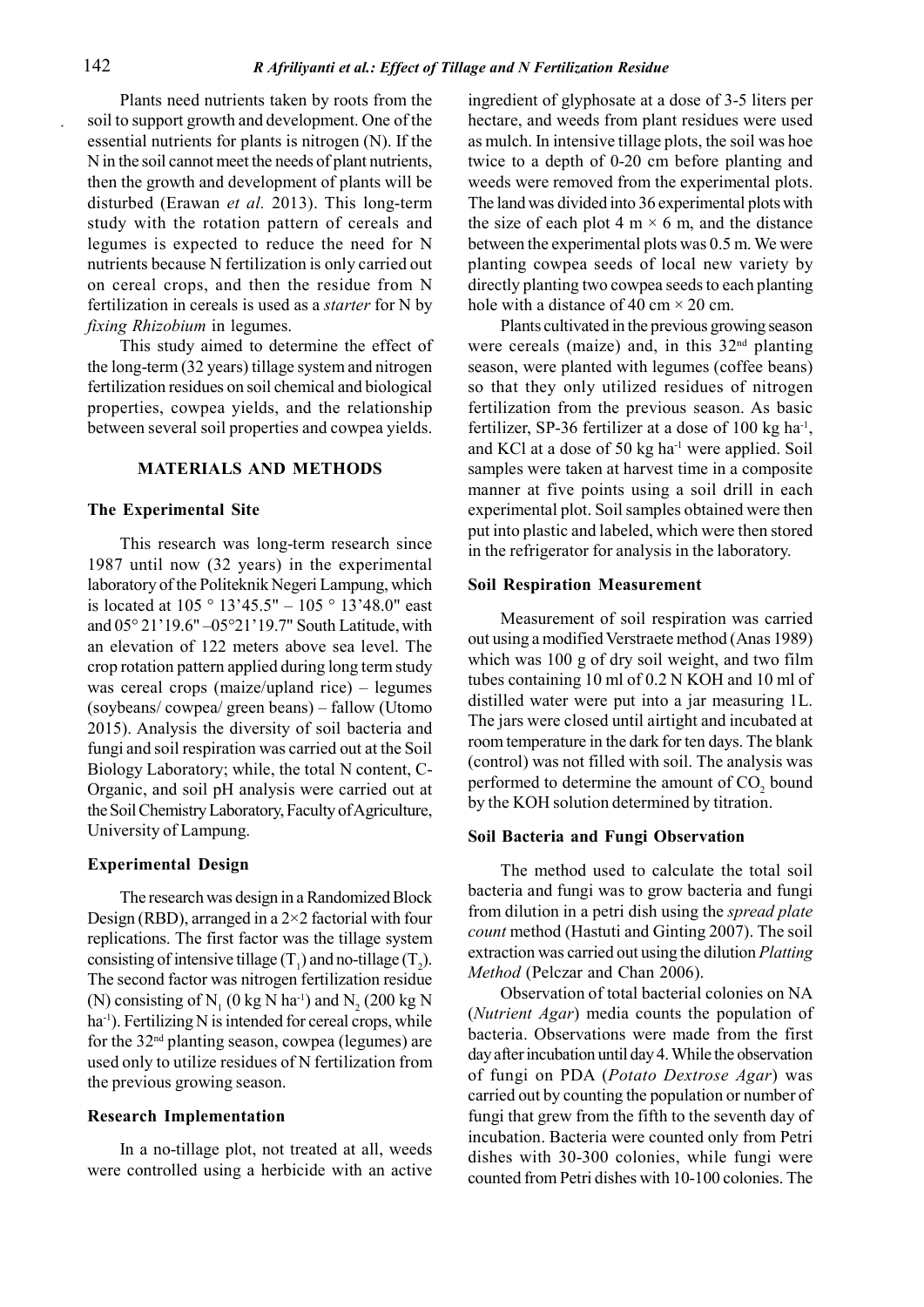Plants need nutrients taken by roots from the soil to support growth and development. One of the essential nutrients for plants is nitrogen (N). If the N in the soil cannot meet the needs of plant nutrients, then the growth and development of plants will be disturbed (Erawan *et al.* 2013). This long-term study with the rotation pattern of cereals and legumes is expected to reduce the need for N nutrients because N fertilization is only carried out on cereal crops, and then the residue from N fertilization in cereals is used as a *starter* for N by *fixing Rhizobium* in legumes.

This study aimed to determine the effect of the long-term (32 years) tillage system and nitrogen fertilization residues on soil chemical and biological properties, cowpea yields, and the relationship between several soil properties and cowpea yields.

## MATERIALS AND METHODS

### The Experimental Site

This research was long-term research since 1987 until now (32 years) in the experimental laboratory of the Politeknik Negeri Lampung, which is located at 105 ° 13'45.5" – 105 ° 13'48.0" east and 05° 21'19.6" –05°21'19.7" South Latitude, with an elevation of 122 meters above sea level. The crop rotation pattern applied during long term study was cereal crops (maize/upland rice) – legumes (soybeans/ cowpea/ green beans) – fallow (Utomo 2015). Analysis the diversity of soil bacteria and fungi and soil respiration was carried out at the Soil Biology Laboratory; while, the total N content, C-Organic, and soil pH analysis were carried out at the Soil Chemistry Laboratory, Faculty of Agriculture, University of Lampung.

### Experimental Design

The research was design in a Randomized Block Design (RBD), arranged in a 2×2 factorial with four replications. The first factor was the tillage system consisting of intensive tillage ($T_1$) and no-tillage ($T_2$). The second factor was nitrogen fertilization residue (N) consisting of $N_1$ (0 kg N $ha^{-1}$) and $N_2$ (200 kg N $ha^{-1}$). Fertilizing N is intended for cereal crops, while for the 32nd planting season, cowpea (legumes) are used only to utilize residues of N fertilization from the previous growing season.

### Research Implementation

In a no-tillage plot, not treated at all, weeds were controlled using a herbicide with an active ingredient of glyphosate at a dose of 3-5 liters per hectare, and weeds from plant residues were used as mulch. In intensive tillage plots, the soil was hoe twice to a depth of 0-20 cm before planting and weeds were removed from the experimental plots. The land was divided into 36 experimental plots with the size of each plot 4 m × 6 m, and the distance between the experimental plots was 0.5 m. We were planting cowpea seeds of local new variety by directly planting two cowpea seeds to each planting hole with a distance of 40 cm × 20 cm.

Plants cultivated in the previous growing season were cereals (maize) and, in this 32nd planting season, were planted with legumes (coffee beans) so that they only utilized residues of nitrogen fertilization from the previous season. As basic fertilizer, SP-36 fertilizer at a dose of 100 kg $ha^{-1}$, and KCl at a dose of 50 kg $ha^{-1}$ were applied. Soil samples were taken at harvest time in a composite manner at five points using a soil drill in each experimental plot. Soil samples obtained were then put into plastic and labeled, which were then stored in the refrigerator for analysis in the laboratory.

### Soil Respiration Measurement

Measurement of soil respiration was carried out using a modified Verstraete method (Anas 1989) which was 100 g of dry soil weight, and two film tubes containing 10 ml of 0.2 N KOH and 10 ml of distilled water were put into a jar measuring 1L. The jars were closed until airtight and incubated at room temperature in the dark for ten days. The blank (control) was not filled with soil. The analysis was performed to determine the amount of $CO_2$ bound by the KOH solution determined by titration.

### Soil Bacteria and Fungi Observation

The method used to calculate the total soil bacteria and fungi was to grow bacteria and fungi from dilution in a petri dish using the *spread plate count* method (Hastuti and Ginting 2007). The soil extraction was carried out using the dilution *Platting Method* (Pelczar and Chan 2006).

Observation of total bacterial colonies on NA (*Nutrient Agar*) media counts the population of bacteria. Observations were made from the first day after incubation until day 4. While the observation of fungi on PDA (*Potato Dextrose Agar*) was carried out by counting the population or number of fungi that grew from the fifth to the seventh day of incubation. Bacteria were counted only from Petri dishes with 30-300 colonies, while fungi were counted from Petri dishes with 10-100 colonies. The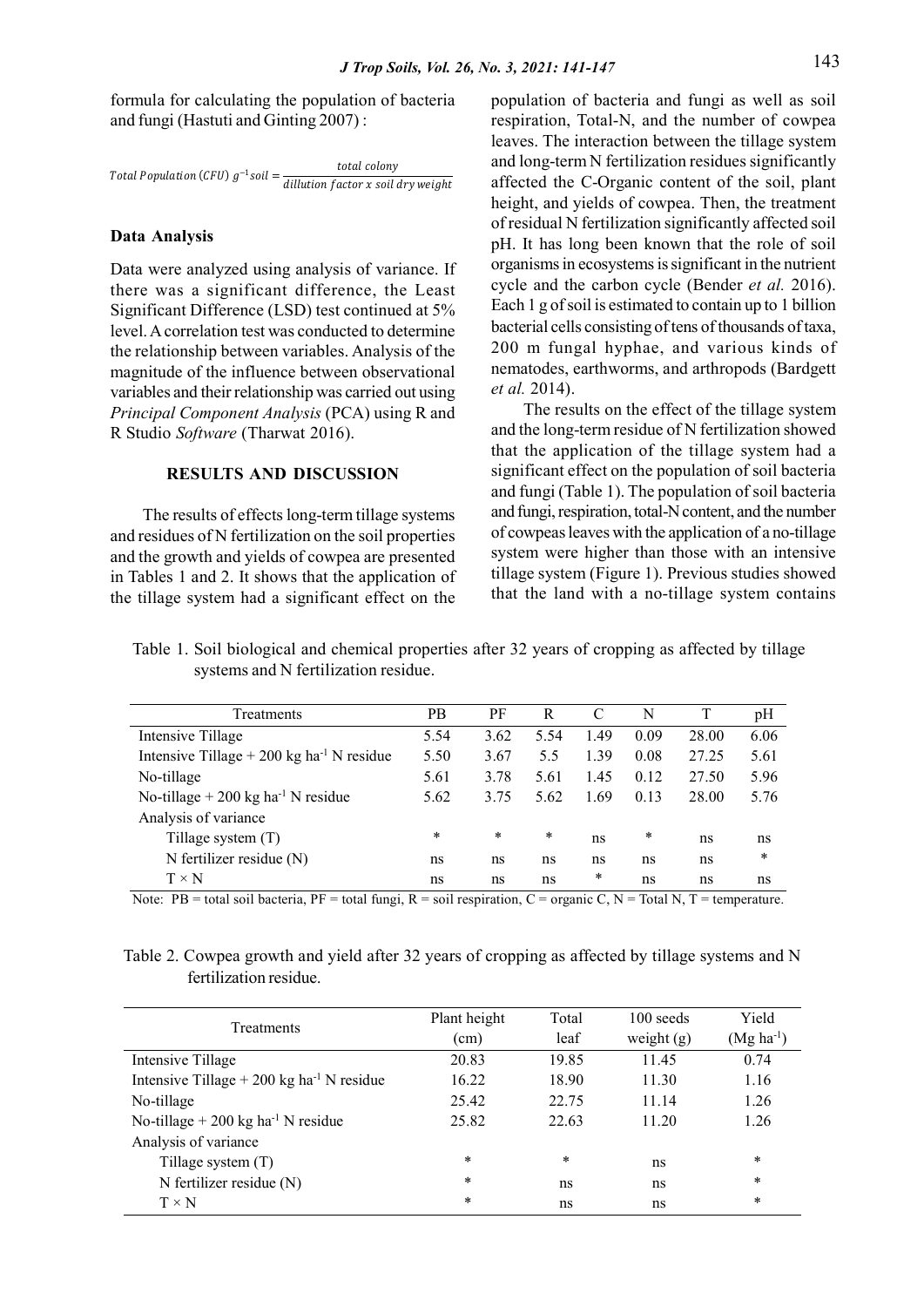formula for calculating the population of bacteria and fungi (Hastuti and Ginting 2007) :

$$Total\ Population\ (CFU)\ g^{-1} soil = \frac{total\ colony}{dilution\ factor\ x\ soil\ dry\ weight}$$

### Data Analysis

Data were analyzed using analysis of variance. If there was a significant difference, the Least Significant Difference (LSD) test continued at 5% level. A correlation test was conducted to determine the relationship between variables. Analysis of the magnitude of the influence between observational variables and their relationship was carried out using *Principal Component Analysis* (PCA) using R and R Studio *Software* (Tharwat 2016).

## RESULTS AND DISCUSSION

The results of effects long-term tillage systems and residues of N fertilization on the soil properties and the growth and yields of cowpea are presented in Tables 1 and 2. It shows that the application of the tillage system had a significant effect on the population of bacteria and fungi as well as soil respiration, Total-N, and the number of cowpea leaves. The interaction between the tillage system and long-term N fertilization residues significantly affected the C-Organic content of the soil, plant height, and yields of cowpea. Then, the treatment of residual N fertilization significantly affected soil pH. It has long been known that the role of soil organisms in ecosystems is significant in the nutrient cycle and the carbon cycle (Bender *et al.* 2016). Each 1 g of soil is estimated to contain up to 1 billion bacterial cells consisting of tens of thousands of taxa, 200 m fungal hyphae, and various kinds of nematodes, earthworms, and arthropods (Bardgett *et al.* 2014).

The results on the effect of the tillage system and the long-term residue of N fertilization showed that the application of the tillage system had a significant effect on the population of soil bacteria and fungi (Table 1). The population of soil bacteria and fungi, respiration, total-N content, and the number of cowpeas leaves with the application of a no-tillage system were higher than those with an intensive tillage system (Figure 1). Previous studies showed that the land with a no-tillage system contains

Table 1. Soil biological and chemical properties after 32 years of cropping as affected by tillage systems and N fertilization residue.

| Treatments | PB | PF | R | C | N | T | pH |
|---|---|---|---|---|---|---|---|
| Intensive Tillage | 5.54 | 3.62 | 5.54 | 1.49 | 0.09 | 28.00 | 6.06 |
| Intensive Tillage + 200 kg ha$^{-1}$ N residue | 5.50 | 3.67 | 5.5 | 1.39 | 0.08 | 27.25 | 5.61 |
| No-tillage | 5.61 | 3.78 | 5.61 | 1.45 | 0.12 | 27.50 | 5.96 |
| No-tillage + 200 kg ha$^{-1}$ N residue | 5.62 | 3.75 | 5.62 | 1.69 | 0.13 | 28.00 | 5.76 |
| Analysis of variance | | | | | | | |
| Tillage system (T) | * | * | * | ns | * | ns | ns |
| N fertilizer residue (N) | ns | ns | ns | ns | ns | ns | * |
| T × N | ns | ns | ns | * | ns | ns | ns |

Note: PB = total soil bacteria, PF = total fungi, R = soil respiration, C = organic C, N = Total N, T = temperature.

Table 2. Cowpea growth and yield after 32 years of cropping as affected by tillage systems and N fertilization residue.

| Treatments | Plant height (cm) | Total leaf | 100 seeds weight (g) | Yield (Mg ha$^{-1}$) |
|---|---|---|---|---|
| Intensive Tillage | 20.83 | 19.85 | 11.45 | 0.74 |
| Intensive Tillage + 200 kg ha$^{-1}$ N residue | 16.22 | 18.90 | 11.30 | 1.16 |
| No-tillage | 25.42 | 22.75 | 11.14 | 1.26 |
| No-tillage + 200 kg ha$^{-1}$ N residue | 25.82 | 22.63 | 11.20 | 1.26 |
| Analysis of variance | | | | |
| Tillage system (T) | * | * | ns | * |
| N fertilizer residue (N) | * | ns | ns | * |
| T × N | * | ns | ns | * |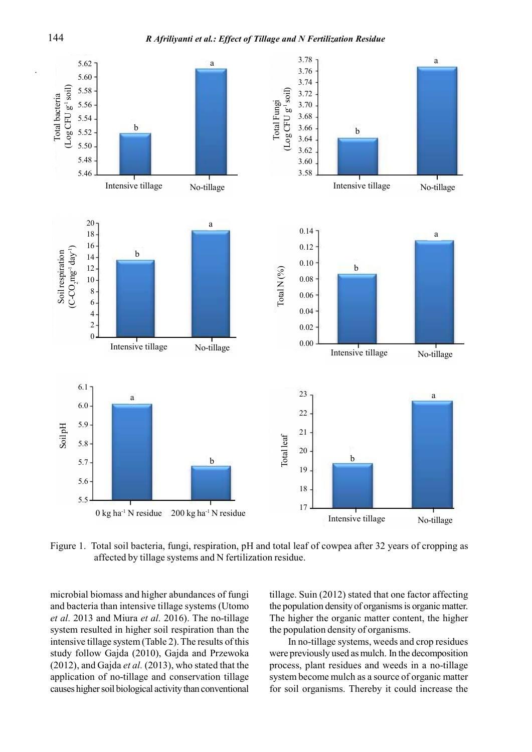Figure 1. Total soil bacteria, fungi, respiration, pH and total leaf of cowpea after 32 years of cropping as affected by tillage systems and N fertilization residue.

microbial biomass and higher abundances of fungi and bacteria than intensive tillage systems (Utomo *et al.* 2013 and Miura *et al.* 2016). The no-tillage system resulted in higher soil respiration than the intensive tillage system (Table 2). The results of this study follow Gajda (2010), Gajda and Przewoka (2012), and Gajda *et al.* (2013), who stated that the application of no-tillage and conservation tillage causes higher soil biological activity than conventional tillage. Suin (2012) stated that one factor affecting the population density of organisms is organic matter. The higher the organic matter content, the higher the population density of organisms.

In no-tillage systems, weeds and crop residues were previously used as mulch. In the decomposition process, plant residues and weeds in a no-tillage system become mulch as a source of organic matter for soil organisms. Thereby it could increase the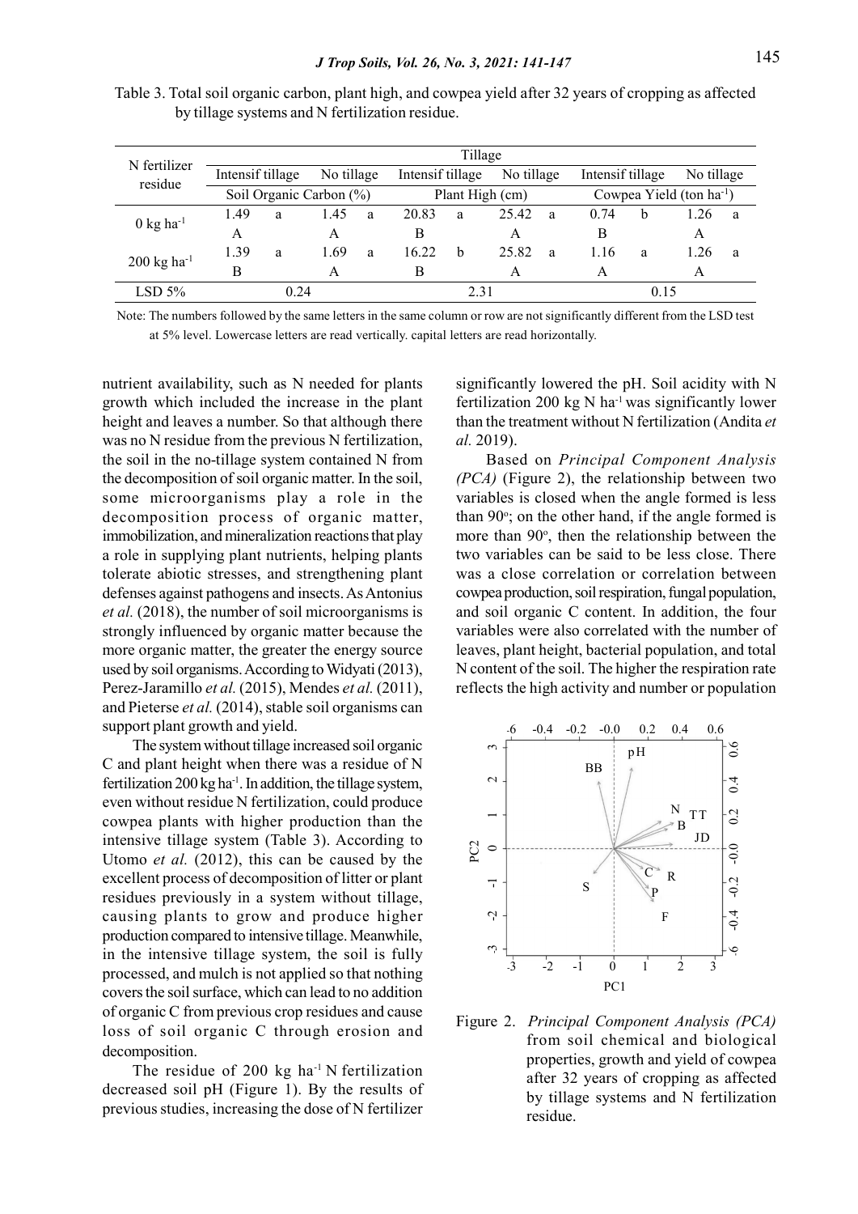Table 3. Total soil organic carbon, plant high, and cowpea yield after 32 years of cropping as affected by tillage systems and N fertilization residue.

| N fertilizer residue | Tillage | | | | | | | | | | | |
|---|---|---|---|---|---|---|---|---|---|---|---|---|
| | Intensif tillage | | No tillage | | Intensif tillage | | No tillage | | Intensif tillage | | No tillage | |
| | Soil Organic Carbon (%) | | | | Plant High (cm) | | | | Cowpea Yield (ton ha$^{-1}$) | | | |
| 0 kg ha$^{-1}$ | 1.49 | a | 1.45 | a | 20.83 | a | 25.42 | a | 0.74 | b | 1.26 | a |
| | A | | A | | B | | A | | B | | A | |
| 200 kg ha$^{-1}$ | 1.39 | a | 1.69 | a | 16.22 | b | 25.82 | a | 1.16 | a | 1.26 | a |
| | B | | A | | B | | A | | A | | A | |
| LSD 5% | 0.24 | | | | 2.31 | | | | 0.15 | | | |

Note: The numbers followed by the same letters in the same column or row are not significantly different from the LSD test at 5% level. Lowercase letters are read vertically. capital letters are read horizontally.

nutrient availability, such as N needed for plants growth which included the increase in the plant height and leaves a number. So that although there was no N residue from the previous N fertilization, the soil in the no-tillage system contained N from the decomposition of soil organic matter. In the soil, some microorganisms play a role in the decomposition process of organic matter, immobilization, and mineralization reactions that play a role in supplying plant nutrients, helping plants tolerate abiotic stresses, and strengthening plant defenses against pathogens and insects. As Antonius *et al.* (2018), the number of soil microorganisms is strongly influenced by organic matter because the more organic matter, the greater the energy source used by soil organisms. According to Widyati (2013), Perez-Jaramillo *et al.* (2015), Mendes *et al.* (2011), and Pieterse *et al.* (2014), stable soil organisms can support plant growth and yield.

The system without tillage increased soil organic C and plant height when there was a residue of N fertilization 200 kg ha$^{-1}$. In addition, the tillage system, even without residue N fertilization, could produce cowpea plants with higher production than the intensive tillage system (Table 3). According to Utomo *et al.* (2012), this can be caused by the excellent process of decomposition of litter or plant residues previously in a system without tillage, causing plants to grow and produce higher production compared to intensive tillage. Meanwhile, in the intensive tillage system, the soil is fully processed, and mulch is not applied so that nothing covers the soil surface, which can lead to no addition of organic C from previous crop residues and cause loss of soil organic C through erosion and decomposition.

The residue of 200 kg ha$^{-1}$ N fertilization decreased soil pH (Figure 1). By the results of previous studies, increasing the dose of N fertilizer significantly lowered the pH. Soil acidity with N fertilization 200 kg N ha$^{-1}$ was significantly lower than the treatment without N fertilization (Andita *et al.* 2019).

Based on *Principal Component Analysis (PCA)* (Figure 2), the relationship between two variables is closed when the angle formed is less than 90°; on the other hand, if the angle formed is more than 90°, then the relationship between the two variables can be said to be less close. There was a close correlation or correlation between cowpea production, soil respiration, fungal population, and soil organic C content. In addition, the four variables were also correlated with the number of leaves, plant height, bacterial population, and total N content of the soil. The higher the respiration rate reflects the high activity and number or population

Figure 2. *Principal Component Analysis (PCA)* from soil chemical and biological properties, growth and yield of cowpea after 32 years of cropping as affected by tillage systems and N fertilization residue.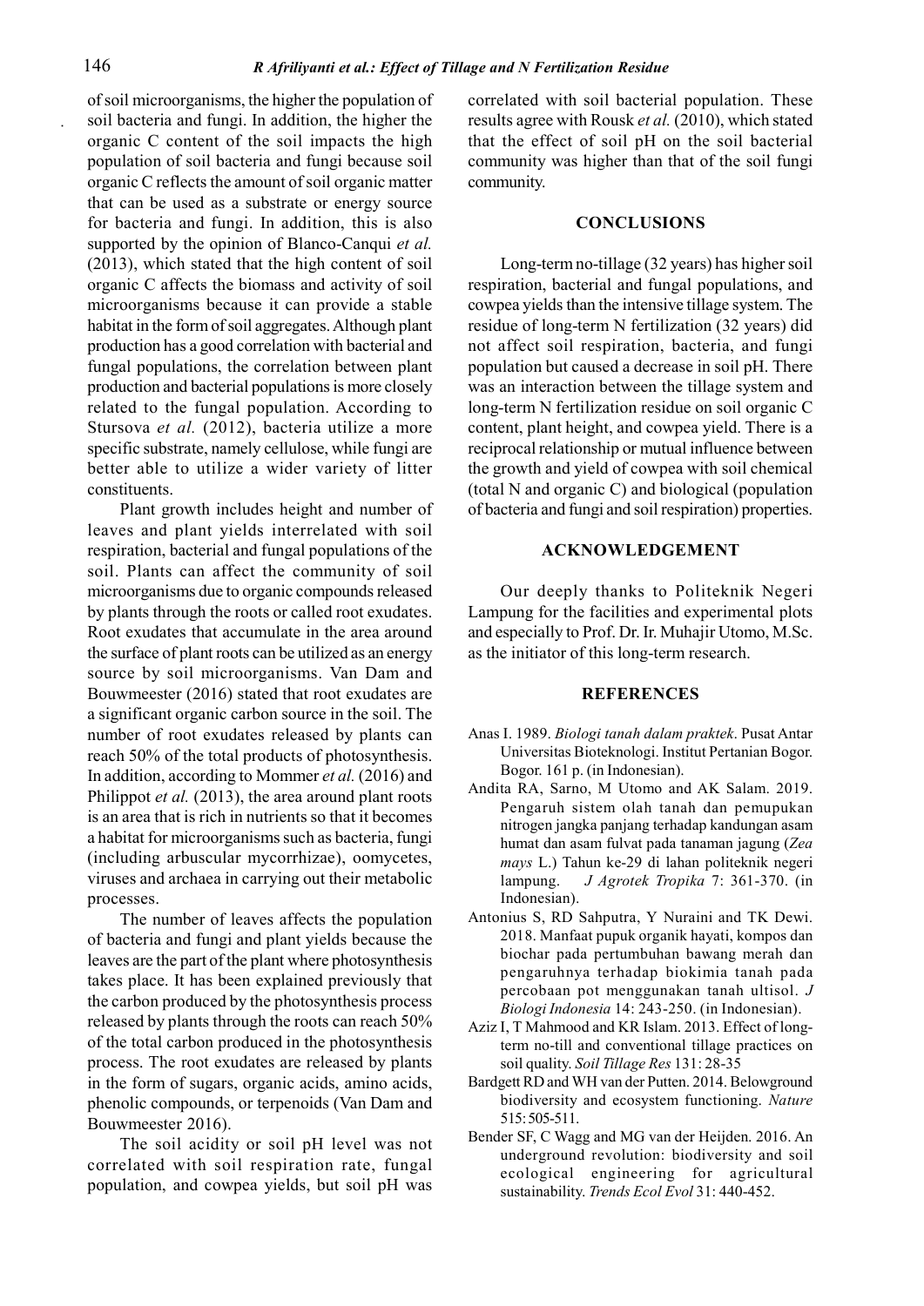of soil microorganisms, the higher the population of soil bacteria and fungi. In addition, the higher the organic C content of the soil impacts the high population of soil bacteria and fungi because soil organic C reflects the amount of soil organic matter that can be used as a substrate or energy source for bacteria and fungi. In addition, this is also supported by the opinion of Blanco-Canqui *et al.* (2013), which stated that the high content of soil organic C affects the biomass and activity of soil microorganisms because it can provide a stable habitat in the form of soil aggregates. Although plant production has a good correlation with bacterial and fungal populations, the correlation between plant production and bacterial populations is more closely related to the fungal population. According to Stursova *et al.* (2012), bacteria utilize a more specific substrate, namely cellulose, while fungi are better able to utilize a wider variety of litter constituents.

Plant growth includes height and number of leaves and plant yields interrelated with soil respiration, bacterial and fungal populations of the soil. Plants can affect the community of soil microorganisms due to organic compounds released by plants through the roots or called root exudates. Root exudates that accumulate in the area around the surface of plant roots can be utilized as an energy source by soil microorganisms. Van Dam and Bouwmeester (2016) stated that root exudates are a significant organic carbon source in the soil. The number of root exudates released by plants can reach 50% of the total products of photosynthesis. In addition, according to Mommer *et al.* (2016) and Philippot *et al.* (2013), the area around plant roots is an area that is rich in nutrients so that it becomes a habitat for microorganisms such as bacteria, fungi (including arbuscular mycorrhizae), oomycetes, viruses and archaea in carrying out their metabolic processes.

The number of leaves affects the population of bacteria and fungi and plant yields because the leaves are the part of the plant where photosynthesis takes place. It has been explained previously that the carbon produced by the photosynthesis process released by plants through the roots can reach 50% of the total carbon produced in the photosynthesis process. The root exudates are released by plants in the form of sugars, organic acids, amino acids, phenolic compounds, or terpenoids (Van Dam and Bouwmeester 2016).

The soil acidity or soil pH level was not correlated with soil respiration rate, fungal population, and cowpea yields, but soil pH was correlated with soil bacterial population. These results agree with Rousk *et al.* (2010), which stated that the effect of soil pH on the soil bacterial community was higher than that of the soil fungi community.

## CONCLUSIONS

Long-term no-tillage (32 years) has higher soil respiration, bacterial and fungal populations, and cowpea yields than the intensive tillage system. The residue of long-term N fertilization (32 years) did not affect soil respiration, bacteria, and fungi population but caused a decrease in soil pH. There was an interaction between the tillage system and long-term N fertilization residue on soil organic C content, plant height, and cowpea yield. There is a reciprocal relationship or mutual influence between the growth and yield of cowpea with soil chemical (total N and organic C) and biological (population of bacteria and fungi and soil respiration) properties.

## ACKNOWLEDGEMENT

Our deeply thanks to Politeknik Negeri Lampung for the facilities and experimental plots and especially to Prof. Dr. Ir. Muhajir Utomo, M.Sc. as the initiator of this long-term research.

## REFERENCES

Anas I. 1989. *Biologi tanah dalam praktek*. Pusat Antar Universitas Bioteknologi. Institut Pertanian Bogor. Bogor. 161 p. (in Indonesian).

Andita RA, Sarno, M Utomo and AK Salam. 2019. Pengaruh sistem olah tanah dan pemupukan nitrogen jangka panjang terhadap kandungan asam humat dan asam fulvat pada tanaman jagung (*Zea mays* L.) Tahun ke-29 di lahan politeknik negeri lampung. *J Agrotek Tropika* 7: 361-370. (in Indonesian).

Antonius S, RD Sahputra, Y Nuraini and TK Dewi. 2018. Manfaat pupuk organik hayati, kompos dan biochar pada pertumbuhan bawang merah dan pengaruhnya terhadap biokimia tanah pada percobaan pot menggunakan tanah ultisol. *J Biologi Indonesia* 14: 243-250. (in Indonesian).

Aziz I, T Mahmood and KR Islam. 2013. Effect of long-term no-till and conventional tillage practices on soil quality. *Soil Tillage Res* 131: 28-35

Bardgett RD and WH van der Putten. 2014. Belowground biodiversity and ecosystem functioning. *Nature* 515: 505-511.

Bender SF, C Wagg and MG van der Heijden. 2016. An underground revolution: biodiversity and soil ecological engineering for agricultural sustainability. *Trends Ecol Evol* 31: 440-452.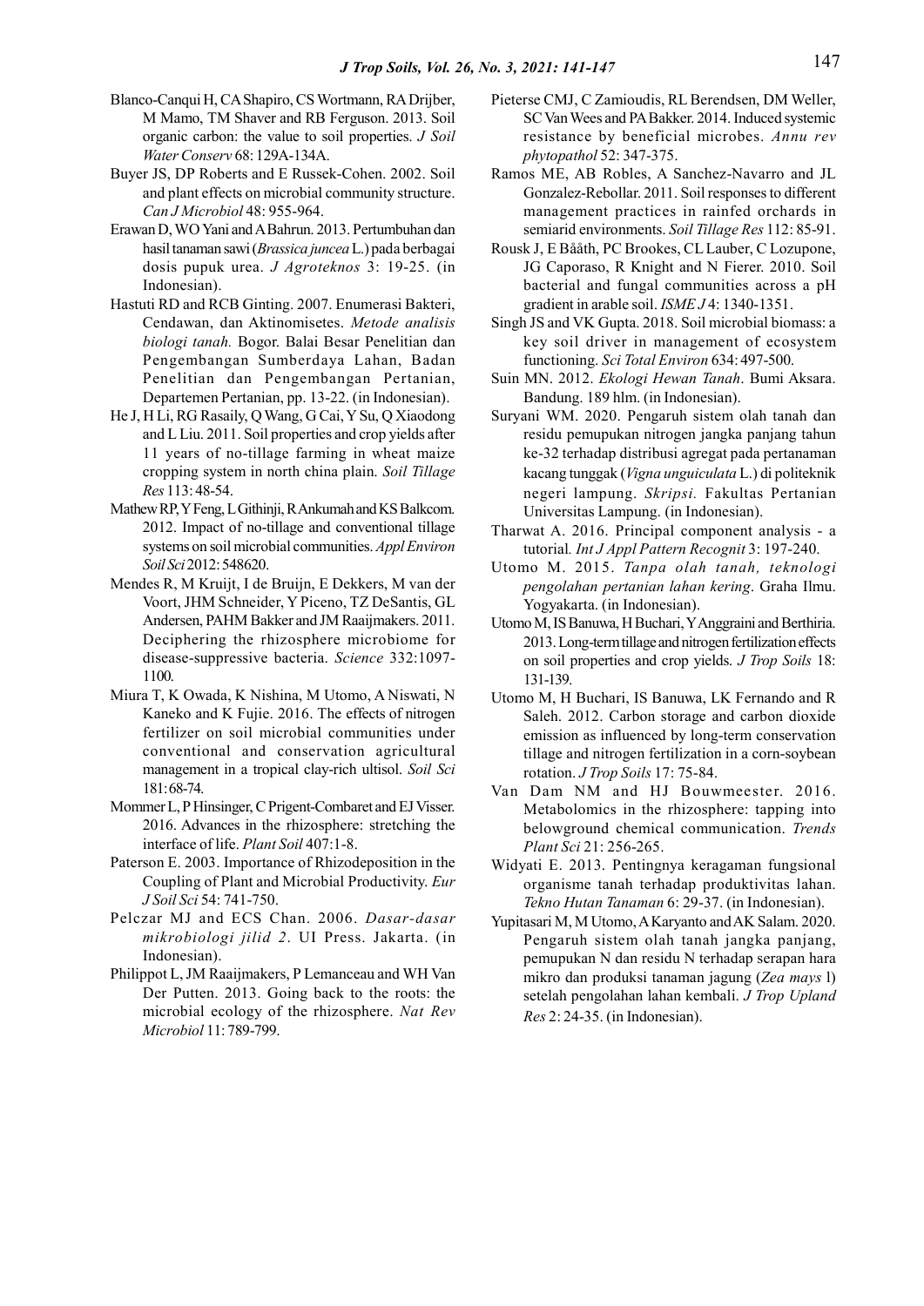Blanco-Canqui H, CA Shapiro, CS Wortmann, RA Drijber, M Mamo, TM Shaver and RB Ferguson. 2013. Soil organic carbon: the value to soil properties. *J Soil Water Conserv* 68: 129A-134A.

Buyer JS, DP Roberts and E Russek-Cohen. 2002. Soil and plant effects on microbial community structure. *Can J Microbiol* 48: 955-964.

Erawan D, WO Yani and A Bahrun. 2013. Pertumbuhan dan hasil tanaman sawi (*Brassica juncea* L.) pada berbagai dosis pupuk urea. *J Agroteknos* 3: 19-25. (in Indonesian).

Hastuti RD and RCB Ginting. 2007. Enumerasi Bakteri, Cendawan, dan Aktinomisetes. *Metode analisis biologi tanah.* Bogor. Balai Besar Penelitian dan Pengembangan Sumberdaya Lahan, Badan Penelitian dan Pengembangan Pertanian, Departemen Pertanian, pp. 13-22. (in Indonesian).

He J, H Li, RG Rasaily, Q Wang, G Cai, Y Su, Q Xiaodong and L Liu. 2011. Soil properties and crop yields after 11 years of no-tillage farming in wheat maize cropping system in north china plain. *Soil Tillage Res* 113: 48-54.

Mathew RP, Y Feng, L Githinji, R Ankumah and KS Balkcom. 2012. Impact of no-tillage and conventional tillage systems on soil microbial communities. *Appl Environ Soil Sci* 2012: 548620.

Mendes R, M Kruijt, I de Bruijn, E Dekkers, M van der Voort, JHM Schneider, Y Piceno, TZ DeSantis, GL Andersen, PAHM Bakker and JM Raaijmakers. 2011. Deciphering the rhizosphere microbiome for disease-suppressive bacteria. *Science* 332:1097-1100.

Miura T, K Owada, K Nishina, M Utomo, A Niswati, N Kaneko and K Fujie. 2016. The effects of nitrogen fertilizer on soil microbial communities under conventional and conservation agricultural management in a tropical clay-rich ultisol. *Soil Sci* 181: 68-74.

Mommer L, P Hinsinger, C Prigent-Combaret and EJ Visser. 2016. Advances in the rhizosphere: stretching the interface of life. *Plant Soil* 407:1-8.

Paterson E. 2003. Importance of Rhizodeposition in the Coupling of Plant and Microbial Productivity. *Eur J Soil Sci* 54: 741-750.

Pelczar MJ and ECS Chan. 2006. *Dasar-dasar mikrobiologi jilid 2*. UI Press. Jakarta. (in Indonesian).

Philippot L, JM Raaijmakers, P Lemanceau and WH Van Der Putten. 2013. Going back to the roots: the microbial ecology of the rhizosphere. *Nat Rev Microbiol* 11: 789-799.

Pieterse CMJ, C Zamioudis, RL Berendsen, DM Weller, SC Van Wees and PA Bakker. 2014. Induced systemic resistance by beneficial microbes. *Annu rev phytopathol* 52: 347-375.

Ramos ME, AB Robles, A Sanchez-Navarro and JL Gonzalez-Rebollar. 2011. Soil responses to different management practices in rainfed orchards in semiarid environments. *Soil Tillage Res* 112: 85-91.

Rousk J, E Bååth, PC Brookes, CL Lauber, C Lozupone, JG Caporaso, R Knight and N Fierer. 2010. Soil bacterial and fungal communities across a pH gradient in arable soil. *ISME J* 4: 1340-1351.

Singh JS and VK Gupta. 2018. Soil microbial biomass: a key soil driver in management of ecosystem functioning. *Sci Total Environ* 634: 497-500.

Suin MN. 2012. *Ekologi Hewan Tanah*. Bumi Aksara. Bandung. 189 hlm. (in Indonesian).

Suryani WM. 2020. Pengaruh sistem olah tanah dan residu pemupukan nitrogen jangka panjang tahun ke-32 terhadap distribusi agregat pada pertanaman kacang tunggak (*Vigna unguiculata* L.) di politeknik negeri lampung. *Skripsi.* Fakultas Pertanian Universitas Lampung. (in Indonesian).

Tharwat A. 2016. Principal component analysis - a tutorial. *Int J Appl Pattern Recognit* 3: 197-240.

Utomo M. 2015. *Tanpa olah tanah, teknologi pengolahan pertanian lahan kering*. Graha Ilmu. Yogyakarta. (in Indonesian).

Utomo M, IS Banuwa, H Buchari, Y Anggraini and Berthiria. 2013. Long-term tillage and nitrogen fertilization effects on soil properties and crop yields. *J Trop Soils* 18: 131-139.

Utomo M, H Buchari, IS Banuwa, LK Fernando and R Saleh. 2012. Carbon storage and carbon dioxide emission as influenced by long-term conservation tillage and nitrogen fertilization in a corn-soybean rotation. *J Trop Soils* 17: 75-84.

Van Dam NM and HJ Bouwmeester. 2016. Metabolomics in the rhizosphere: tapping into belowground chemical communication. *Trends Plant Sci* 21: 256-265.

Widyati E. 2013. Pentingnya keragaman fungsional organisme tanah terhadap produktivitas lahan. *Tekno Hutan Tanaman* 6: 29-37. (in Indonesian).

Yupitasari M, M Utomo, A Karyanto and AK Salam. 2020. Pengaruh sistem olah tanah jangka panjang, pemupukan N dan residu N terhadap serapan hara mikro dan produksi tanaman jagung (*Zea mays* l) setelah pengolahan lahan kembali. *J Trop Upland Res* 2: 24-35. (in Indonesian).